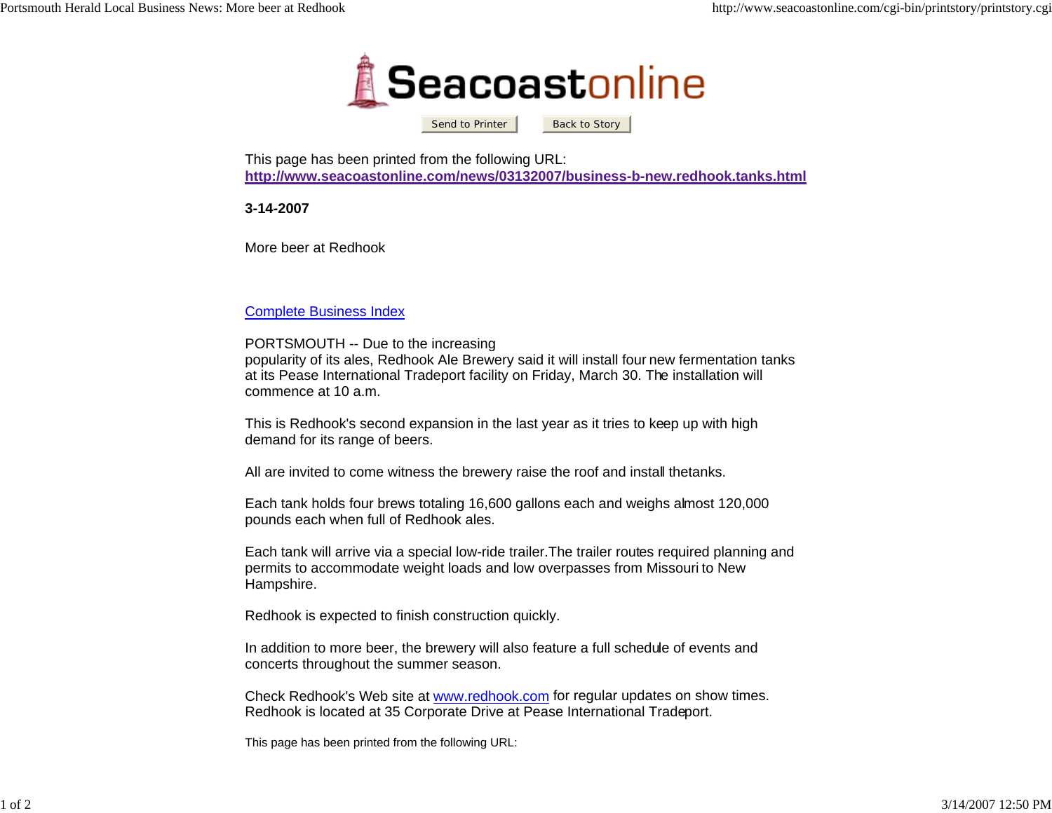Seacoastonline

Send to Printer | Back to Story

This page has been printed from the following URL:
**http://www.seacoastonline.com/news/03132007/business-b-new.redhook.tanks.html**

**3-14-2007**

More beer at Redhook

Complete Business Index

PORTSMOUTH -- Due to the increasing
popularity of its ales, Redhook Ale Brewery said it will install four new fermentation tanks at its Pease International Tradeport facility on Friday, March 30. The installation will commence at 10 a.m.

This is Redhook's second expansion in the last year as it tries to keep up with high demand for its range of beers.

All are invited to come witness the brewery raise the roof and install thetanks.

Each tank holds four brews totaling 16,600 gallons each and weighs almost 120,000 pounds each when full of Redhook ales.

Each tank will arrive via a special low-ride trailer.The trailer routes required planning and permits to accommodate weight loads and low overpasses from Missouri to New Hampshire.

Redhook is expected to finish construction quickly.

In addition to more beer, the brewery will also feature a full schedule of events and concerts throughout the summer season.

Check Redhook's Web site at www.redhook.com for regular updates on show times.
Redhook is located at 35 Corporate Drive at Pease International Tradeport.

This page has been printed from the following URL: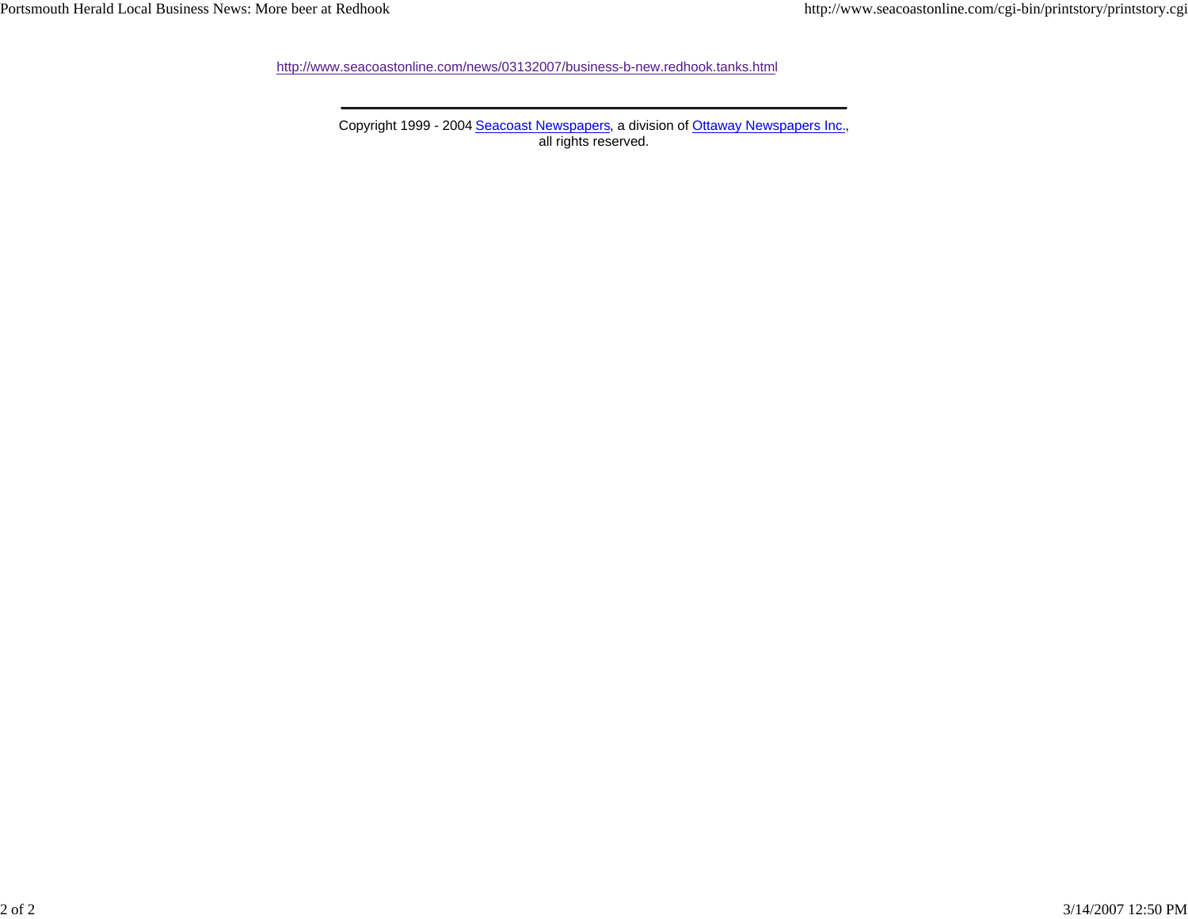http://www.seacoastonline.com/news/03132007/business-b-new.redhook.tanks.html

---

Copyright 1999 - 2004 Seacoast Newspapers, a division of Ottaway Newspapers Inc., all rights reserved.